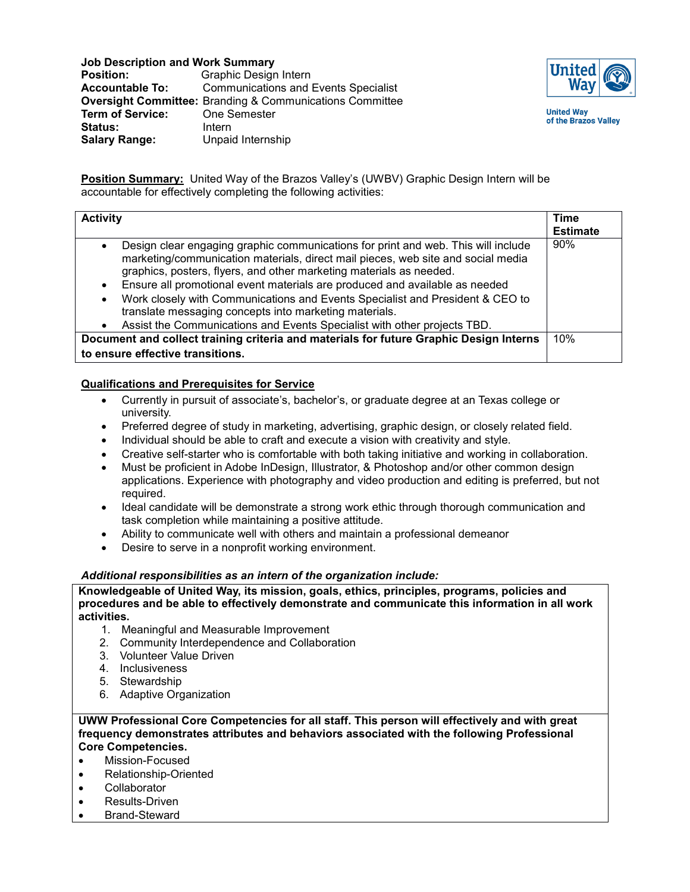**Job Description and Work Summary**

**Position:** Graphic Design Intern
**Accountable To:** Communications and Events Specialist
**Oversight Committee:** Branding & Communications Committee
**Term of Service:** One Semester
**Status:** Intern
**Salary Range:** Unpaid Internship

United Way of the Brazos Valley

**Position Summary:** United Way of the Brazos Valley's (UWBV) Graphic Design Intern will be accountable for effectively completing the following activities:

| Activity | Time Estimate |
| --- | --- |
| • Design clear engaging graphic communications for print and web. This will include marketing/communication materials, direct mail pieces, web site and social media graphics, posters, flyers, and other marketing materials as needed.<br>• Ensure all promotional event materials are produced and available as needed<br>• Work closely with Communications and Events Specialist and President & CEO to translate messaging concepts into marketing materials.<br>• Assist the Communications and Events Specialist with other projects TBD. | 90% |
| **Document and collect training criteria and materials for future Graphic Design Interns to ensure effective transitions.** | 10% |

**Qualifications and Prerequisites for Service**

- Currently in pursuit of associate's, bachelor's, or graduate degree at an Texas college or university.
- Preferred degree of study in marketing, advertising, graphic design, or closely related field.
- Individual should be able to craft and execute a vision with creativity and style.
- Creative self-starter who is comfortable with both taking initiative and working in collaboration.
- Must be proficient in Adobe InDesign, Illustrator, & Photoshop and/or other common design applications. Experience with photography and video production and editing is preferred, but not required.
- Ideal candidate will be demonstrate a strong work ethic through thorough communication and task completion while maintaining a positive attitude.
- Ability to communicate well with others and maintain a professional demeanor
- Desire to serve in a nonprofit working environment.

***Additional responsibilities as an intern of the organization include:***

**Knowledgeable of United Way, its mission, goals, ethics, principles, programs, policies and procedures and be able to effectively demonstrate and communicate this information in all work activities.**

1. Meaningful and Measurable Improvement
2. Community Interdependence and Collaboration
3. Volunteer Value Driven
4. Inclusiveness
5. Stewardship
6. Adaptive Organization

**UWW Professional Core Competencies for all staff. This person will effectively and with great frequency demonstrates attributes and behaviors associated with the following Professional Core Competencies.**

- Mission-Focused
- Relationship-Oriented
- Collaborator
- Results-Driven
- Brand-Steward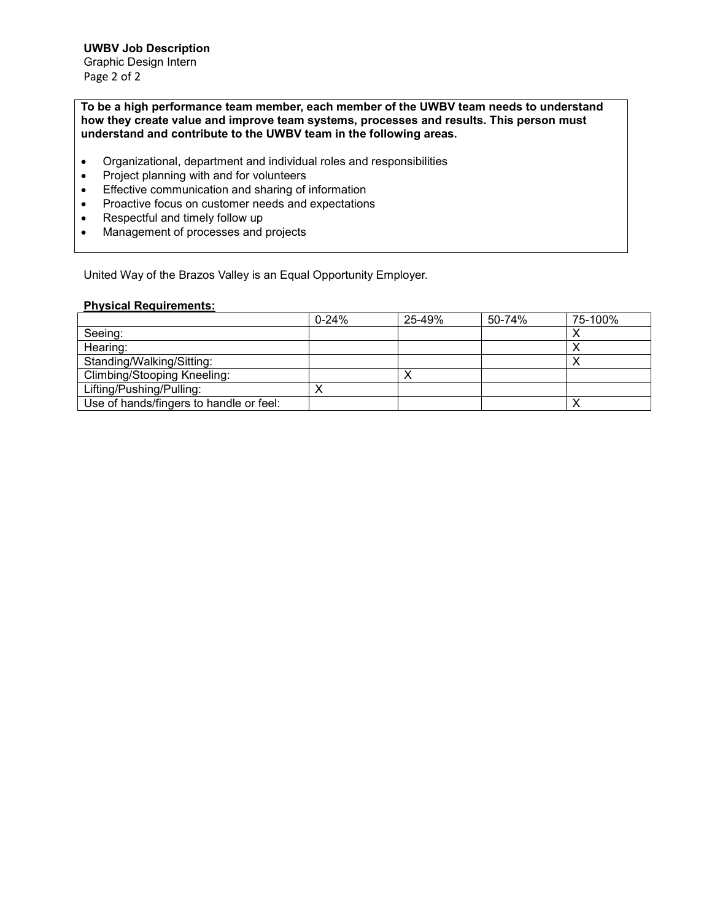**To be a high performance team member, each member of the UWBV team needs to understand how they create value and improve team systems, processes and results. This person must understand and contribute to the UWBV team in the following areas.**

- Organizational, department and individual roles and responsibilities
- Project planning with and for volunteers
- Effective communication and sharing of information
- Proactive focus on customer needs and expectations
- Respectful and timely follow up
- Management of processes and projects

United Way of the Brazos Valley is an Equal Opportunity Employer.

**Physical Requirements:**

| | 0-24% | 25-49% | 50-74% | 75-100% |
|---|---|---|---|---|
| Seeing: | | | | X |
| Hearing: | | | | X |
| Standing/Walking/Sitting: | | | | X |
| Climbing/Stooping Kneeling: | | X | | |
| Lifting/Pushing/Pulling: | X | | | |
| Use of hands/fingers to handle or feel: | | | | X |